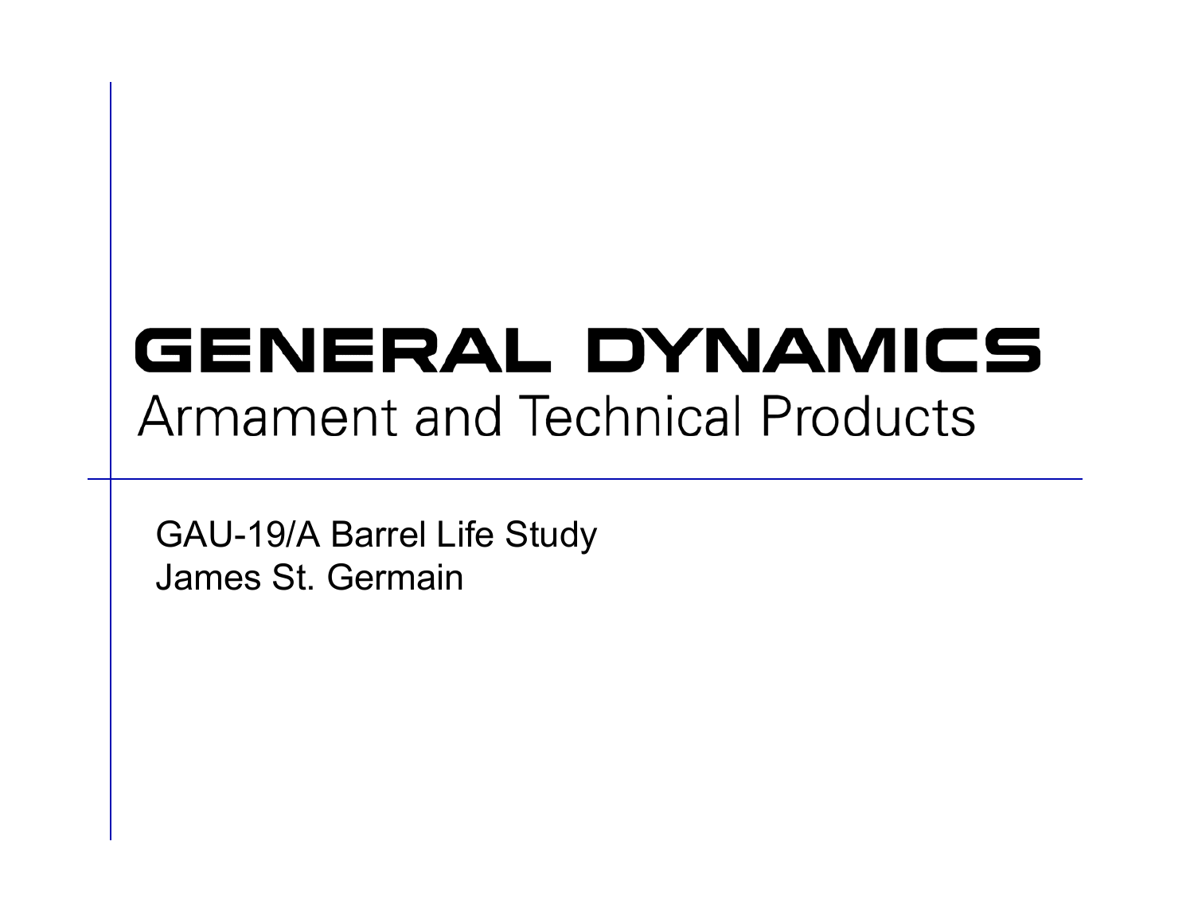# GENERAL DYNAMICS

Armament and Technical Products

GAU-19/A Barrel Life Study

James St. Germain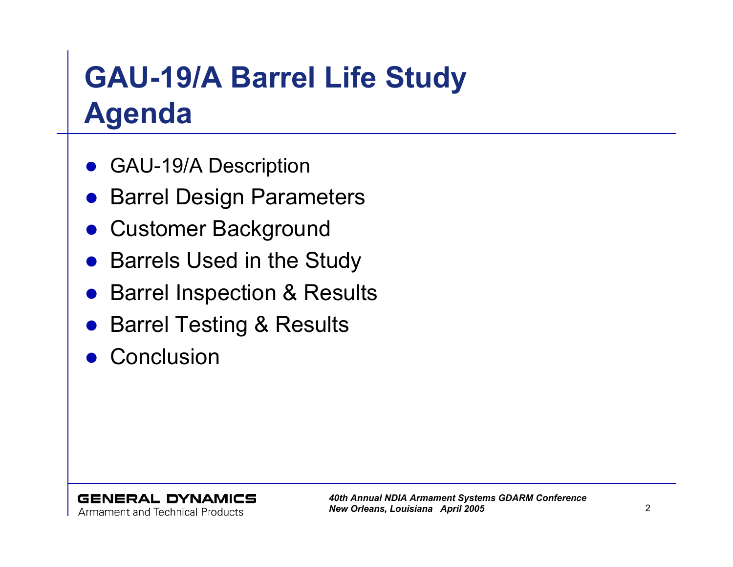# GAU-19/A Barrel Life Study
## Agenda

- GAU-19/A Description
- Barrel Design Parameters
- Customer Background
- Barrels Used in the Study
- Barrel Inspection & Results
- Barrel Testing & Results
- Conclusion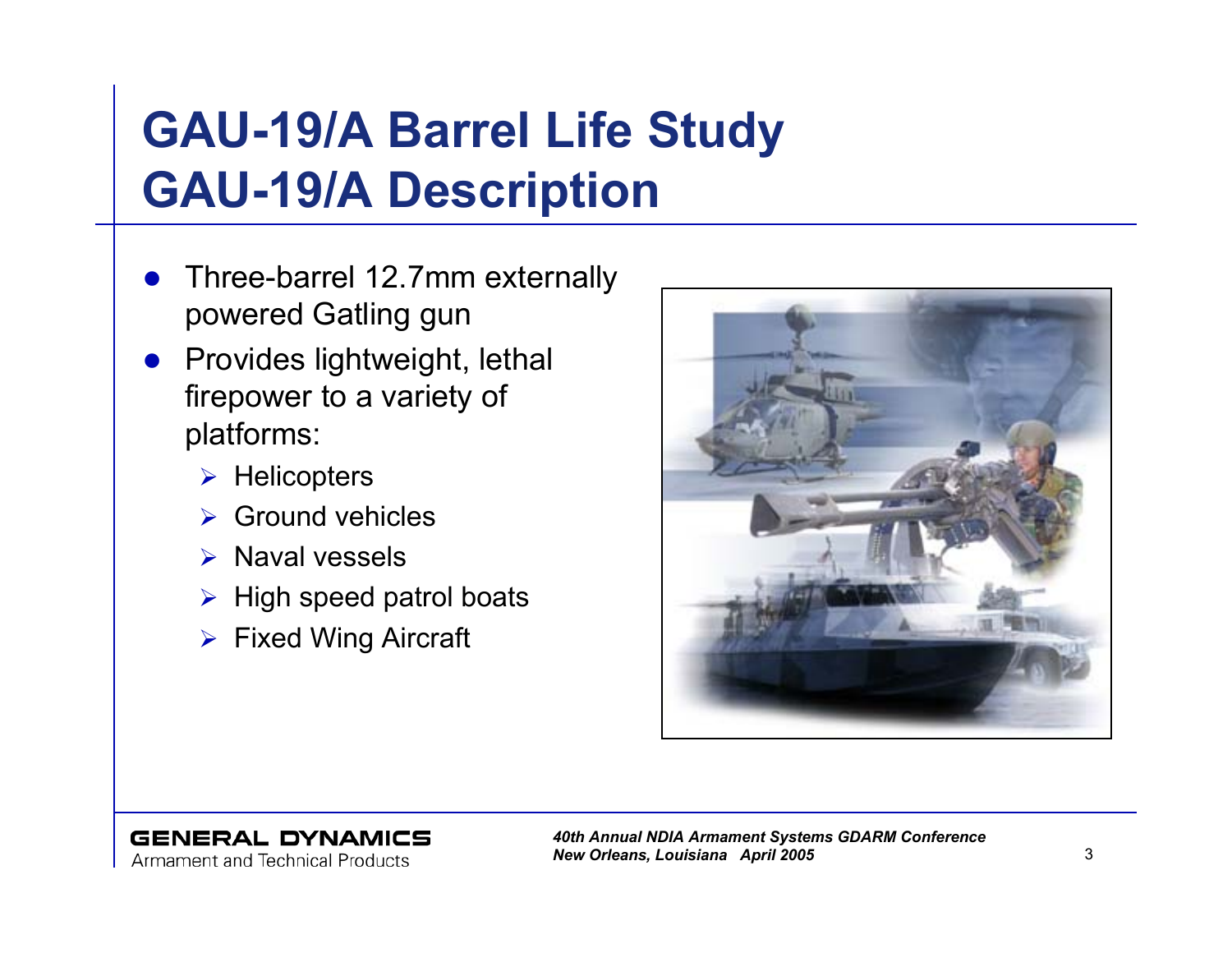# GAU-19/A Barrel Life Study
# GAU-19/A Description

- Three-barrel 12.7mm externally powered Gatling gun
- Provides lightweight, lethal firepower to a variety of platforms:
  - Helicopters
  - Ground vehicles
  - Naval vessels
  - High speed patrol boats
  - Fixed Wing Aircraft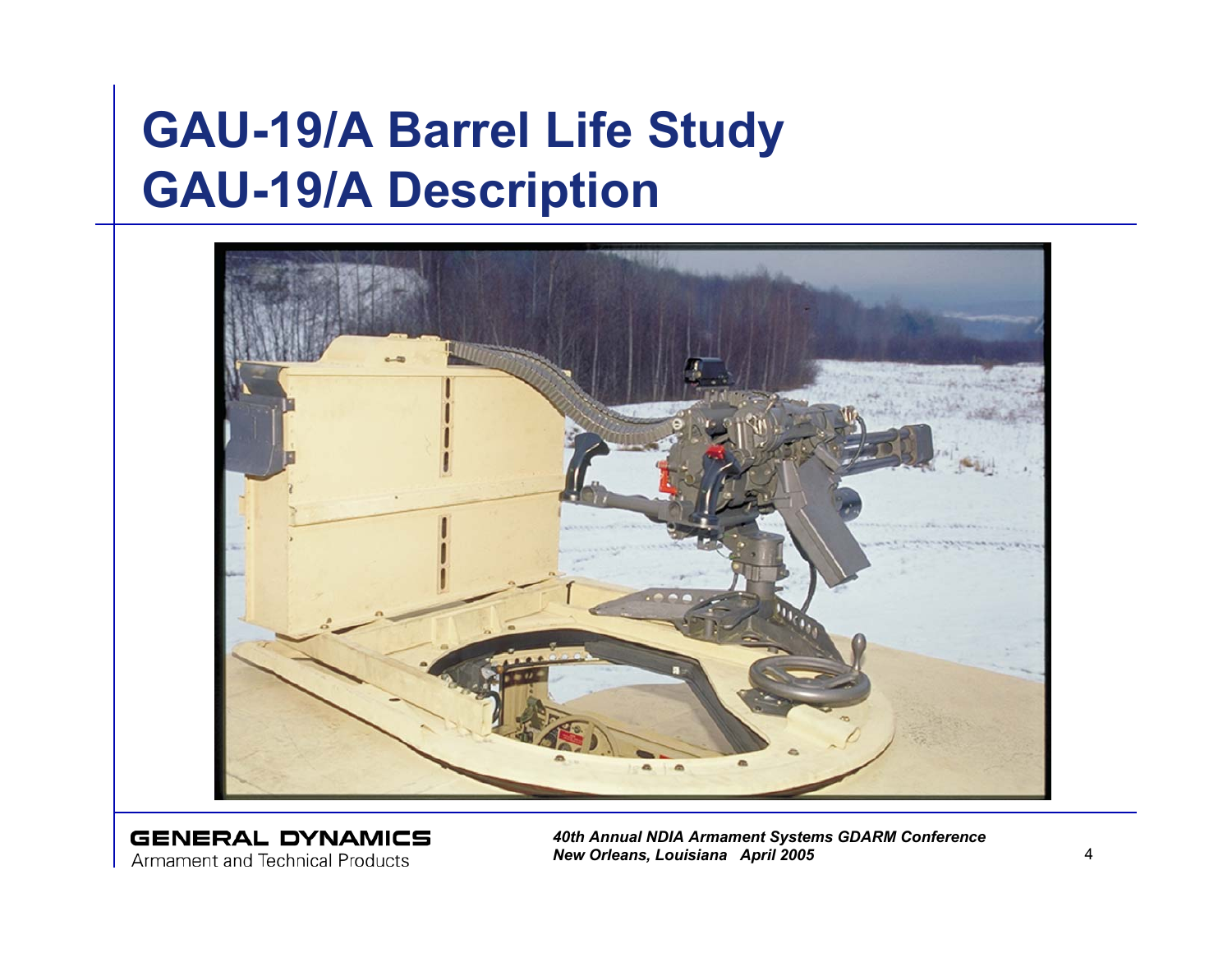# GAU-19/A Barrel Life Study
# GAU-19/A Description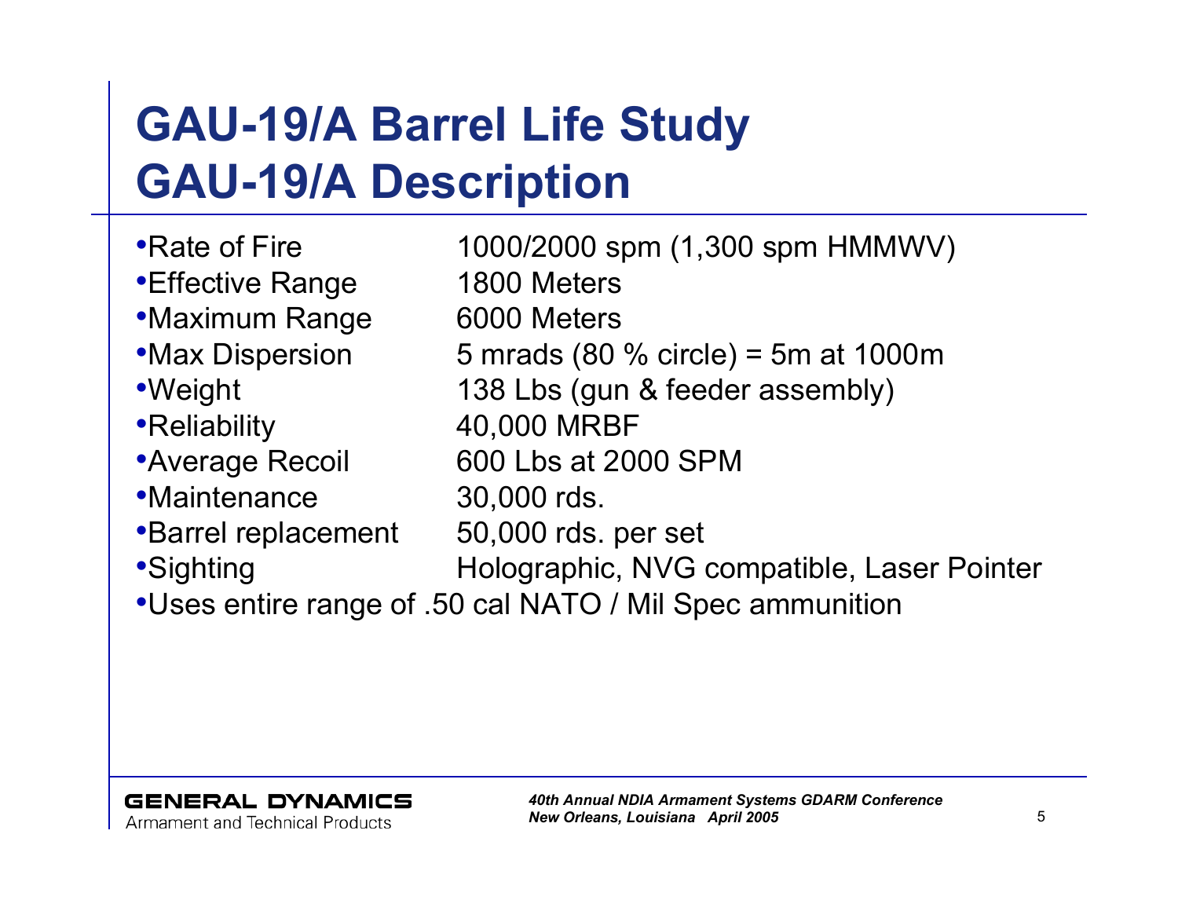# GAU-19/A Barrel Life Study
# GAU-19/A Description

- Rate of Fire 1000/2000 spm (1,300 spm HMMWV)
- Effective Range 1800 Meters
- Maximum Range 6000 Meters
- Max Dispersion 5 mrads (80 % circle) = 5m at 1000m
- Weight 138 Lbs (gun & feeder assembly)
- Reliability 40,000 MRBF
- Average Recoil 600 Lbs at 2000 SPM
- Maintenance 30,000 rds.
- Barrel replacement 50,000 rds. per set
- Sighting Holographic, NVG compatible, Laser Pointer
- Uses entire range of .50 cal NATO / Mil Spec ammunition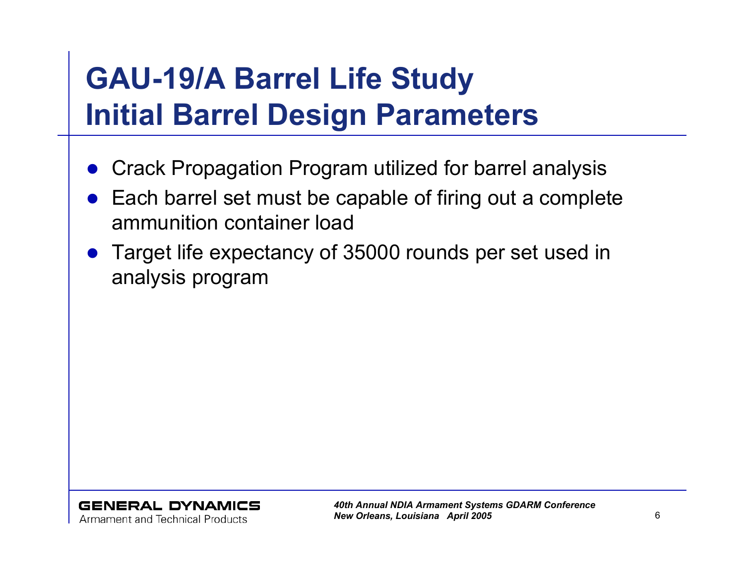# GAU-19/A Barrel Life Study
# Initial Barrel Design Parameters

- Crack Propagation Program utilized for barrel analysis
- Each barrel set must be capable of firing out a complete ammunition container load
- Target life expectancy of 35000 rounds per set used in analysis program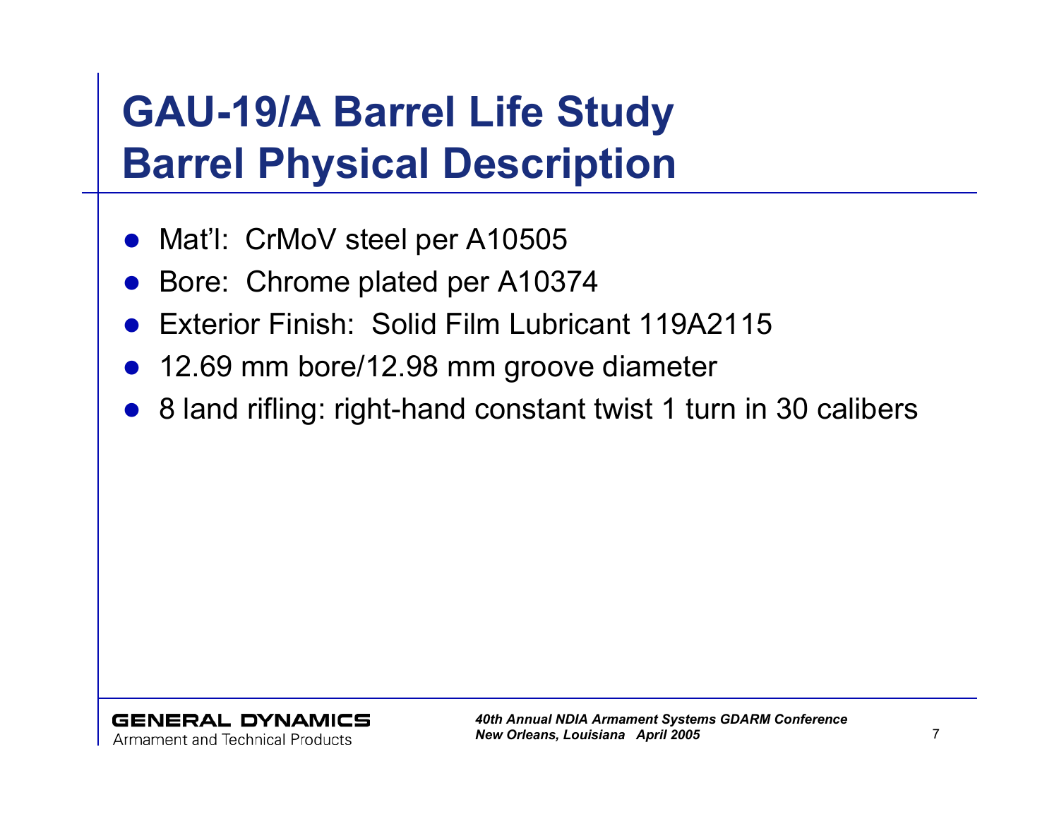# GAU-19/A Barrel Life Study
# Barrel Physical Description

- Mat'l: CrMoV steel per A10505
- Bore: Chrome plated per A10374
- Exterior Finish: Solid Film Lubricant 119A2115
- 12.69 mm bore/12.98 mm groove diameter
- 8 land rifling: right-hand constant twist 1 turn in 30 calibers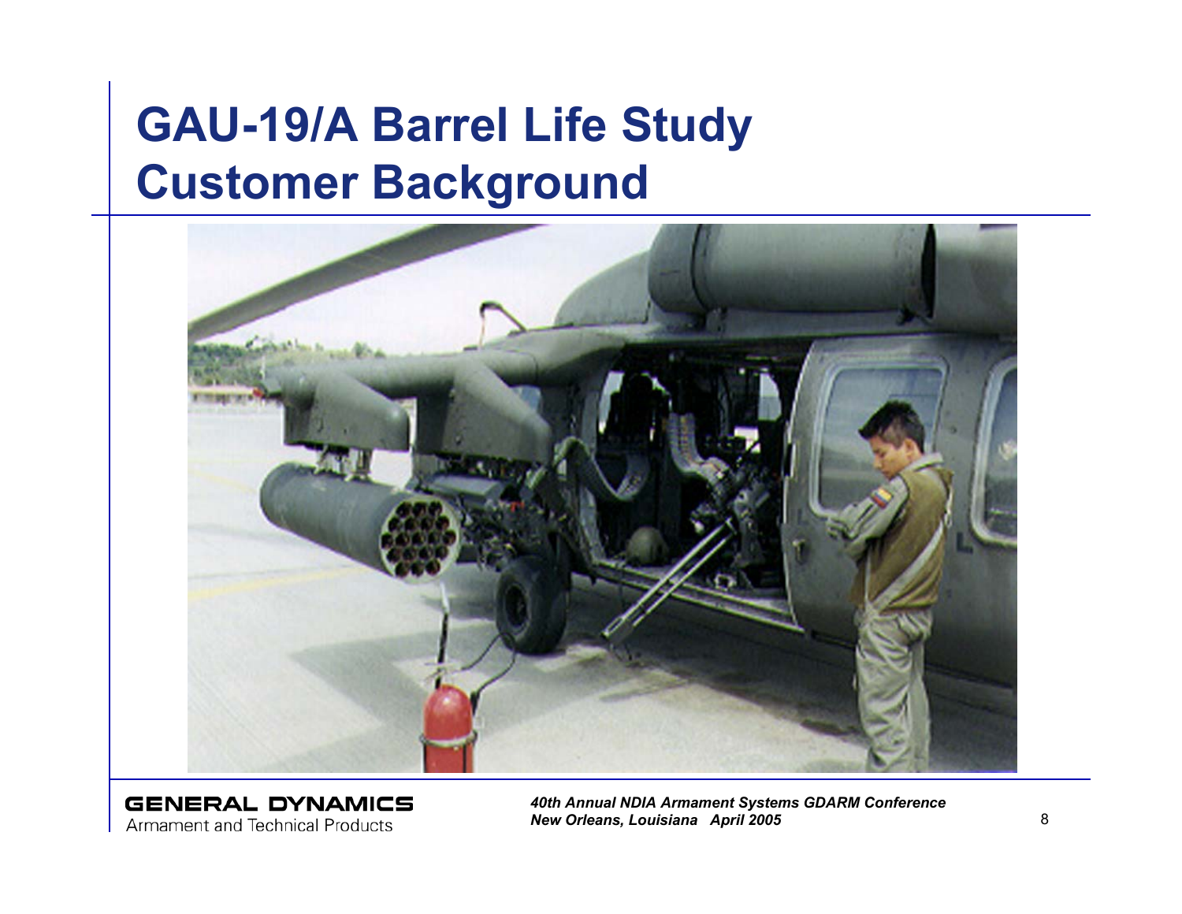# GAU-19/A Barrel Life Study
## Customer Background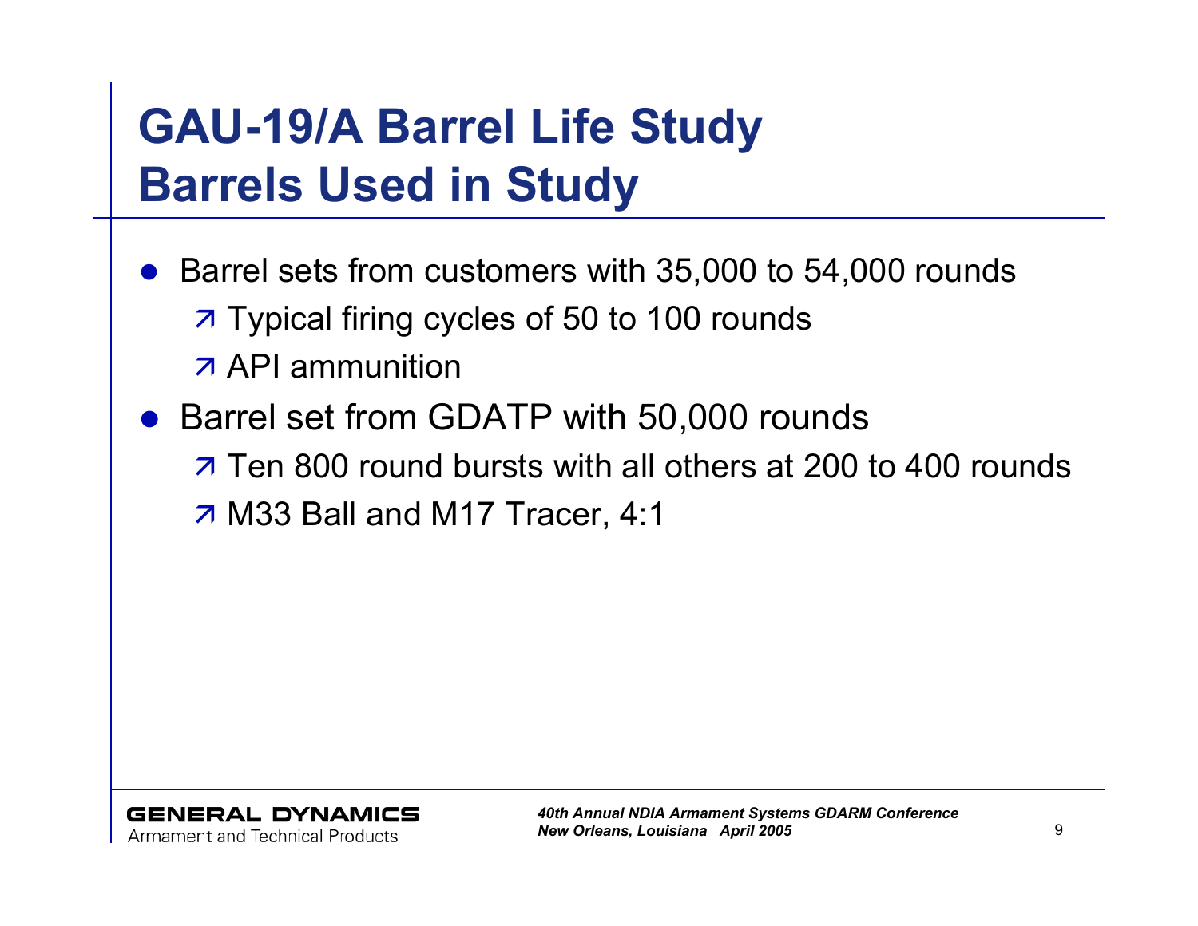# GAU-19/A Barrel Life Study
# Barrels Used in Study

- Barrel sets from customers with 35,000 to 54,000 rounds
  - Typical firing cycles of 50 to 100 rounds
  - API ammunition
- Barrel set from GDATP with 50,000 rounds
  - Ten 800 round bursts with all others at 200 to 400 rounds
  - M33 Ball and M17 Tracer, 4:1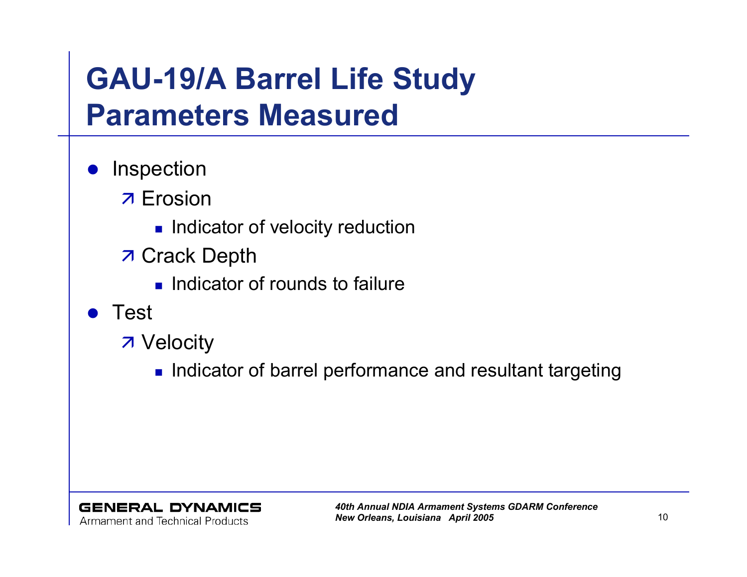# GAU-19/A Barrel Life Study Parameters Measured

- Inspection
  - Erosion
    - Indicator of velocity reduction
  - Crack Depth
    - Indicator of rounds to failure
- Test
  - Velocity
    - Indicator of barrel performance and resultant targeting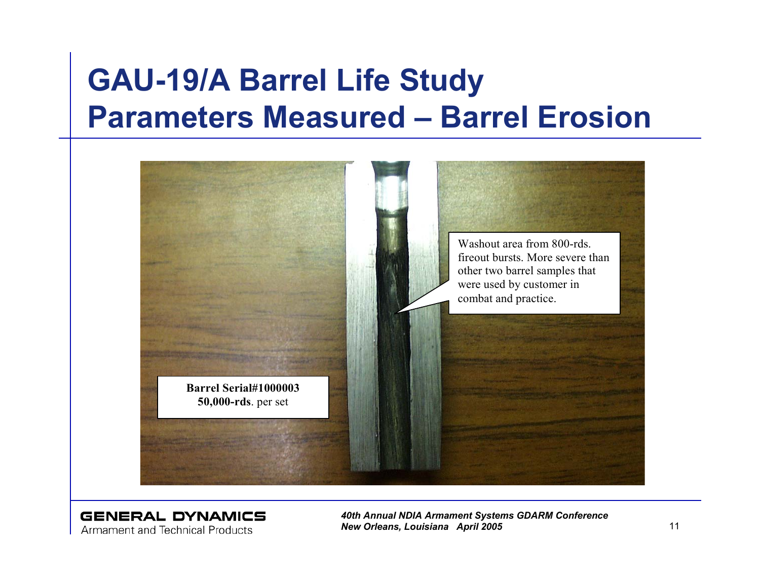# GAU-19/A Barrel Life Study
# Parameters Measured – Barrel Erosion

Washout area from 800-rds. fireout bursts. More severe than other two barrel samples that were used by customer in combat and practice.

**Barrel Serial#1000003**
**50,000-rds**. per set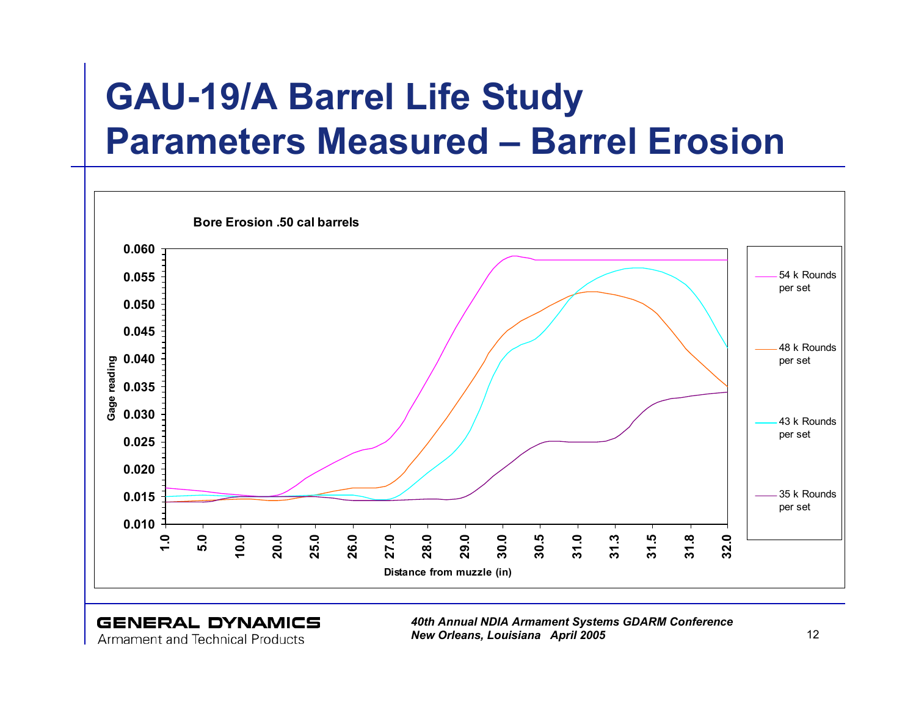# GAU-19/A Barrel Life Study
# Parameters Measured – Barrel Erosion

**Bore Erosion .50 cal barrels**

Gage reading (0.010 – 0.060) vs. Distance from muzzle (in) (1.0, 5.0, 10.0, 20.0, 25.0, 26.0, 27.0, 28.0, 29.0, 30.0, 30.5, 31.0, 31.3, 31.5, 31.8, 32.0)

Legend:
- 54 k Rounds per set
- 48 k Rounds per set
- 43 k Rounds per set
- 35 k Rounds per set

**GENERAL DYNAMICS**
Armament and Technical Products

*40th Annual NDIA Armament Systems GDARM Conference*
*New Orleans, Louisiana April 2005*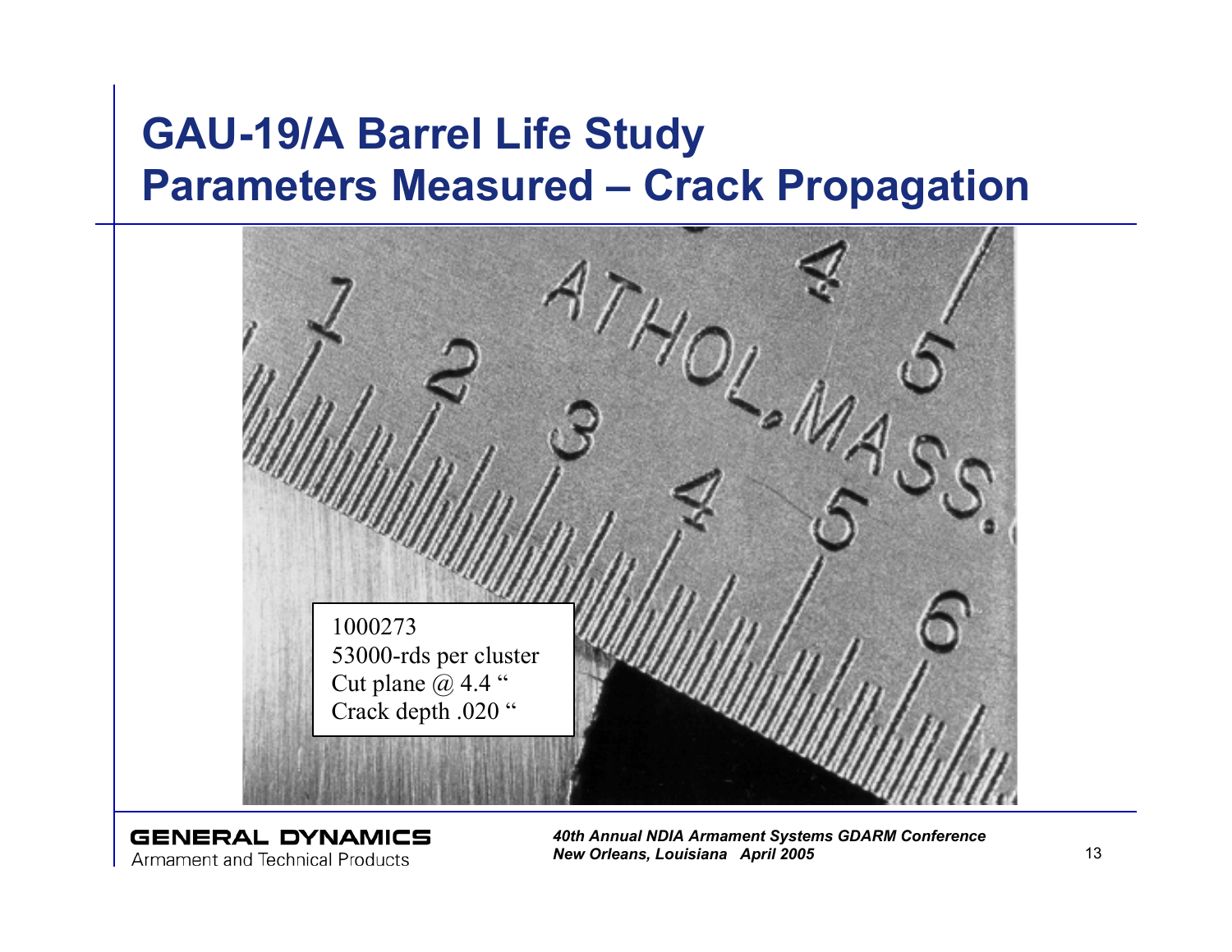# GAU-19/A Barrel Life Study
# Parameters Measured – Crack Propagation

1000273
53000-rds per cluster
Cut plane @ 4.4 "
Crack depth .020 "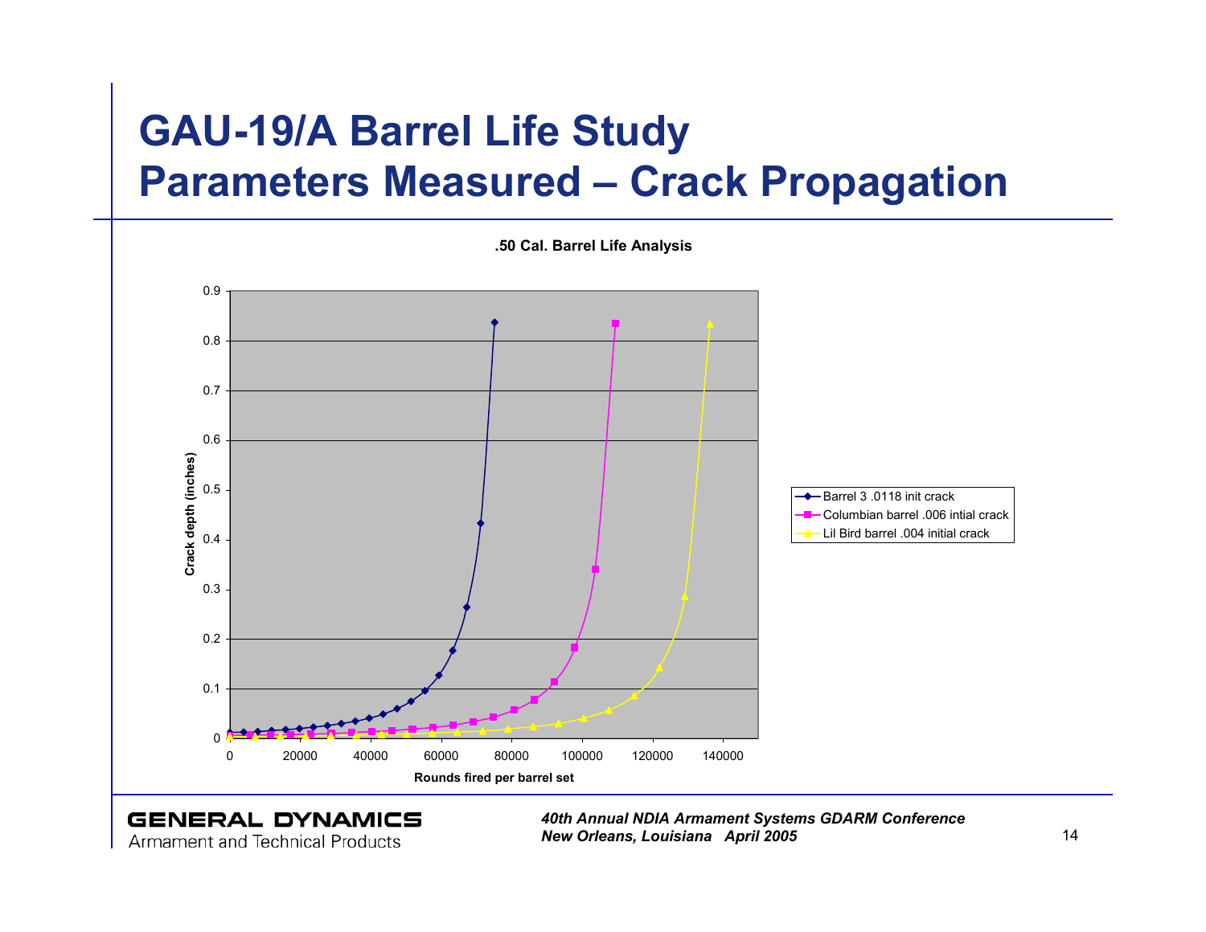# GAU-19/A Barrel Life Study
# Parameters Measured – Crack Propagation

**.50 Cal. Barrel Life Analysis**

Crack depth (inches)

Rounds fired per barrel set

- Barrel 3 .0118 init crack
- Columbian barrel .006 intial crack
- Lil Bird barrel .004 initial crack

*40th Annual NDIA Armament Systems GDARM Conference*
*New Orleans, Louisiana April 2005*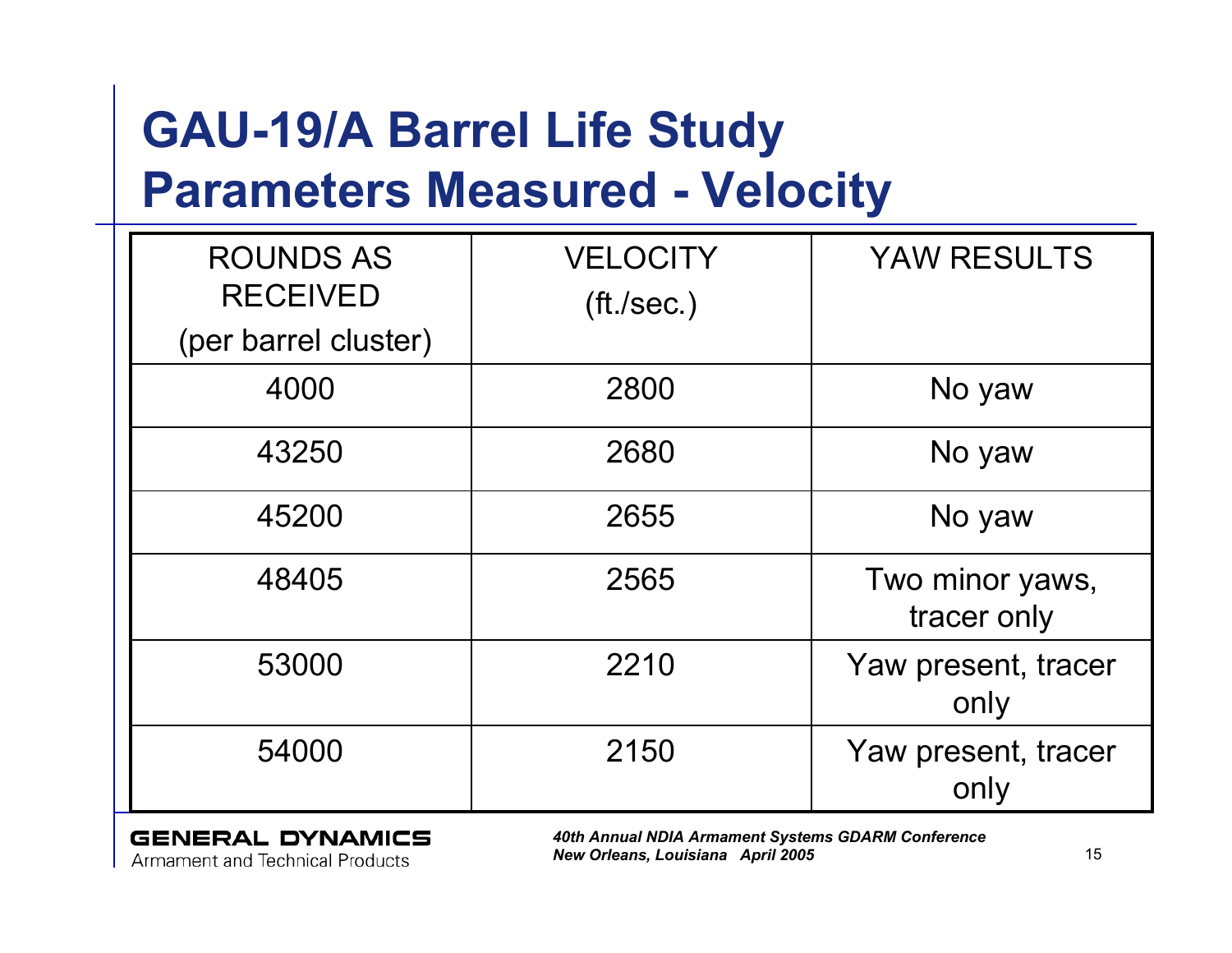# GAU-19/A Barrel Life Study
## Parameters Measured - Velocity

| ROUNDS AS RECEIVED (per barrel cluster) | VELOCITY (ft./sec.) | YAW RESULTS |
|---|---|---|
| 4000 | 2800 | No yaw |
| 43250 | 2680 | No yaw |
| 45200 | 2655 | No yaw |
| 48405 | 2565 | Two minor yaws, tracer only |
| 53000 | 2210 | Yaw present, tracer only |
| 54000 | 2150 | Yaw present, tracer only |

GENERAL DYNAMICS
Armament and Technical Products

*40th Annual NDIA Armament Systems GDARM Conference*
*New Orleans, Louisiana April 2005*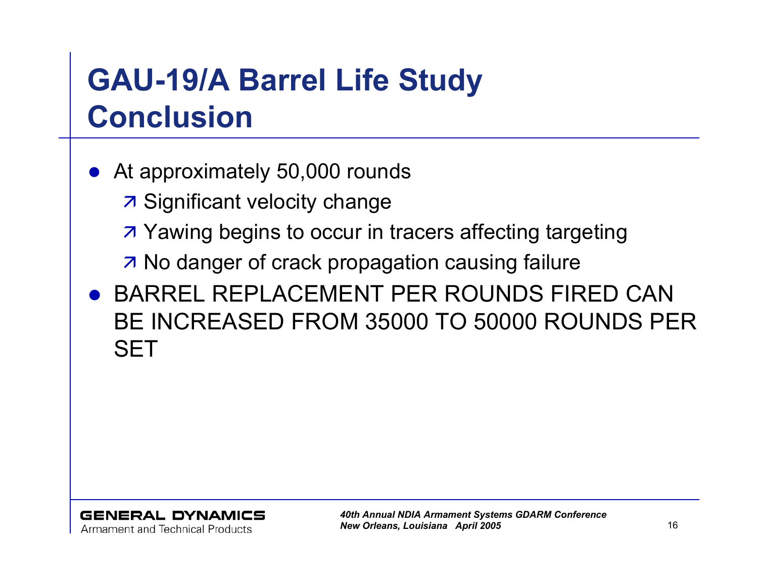# GAU-19/A Barrel Life Study Conclusion

- At approximately 50,000 rounds
  - Significant velocity change
  - Yawing begins to occur in tracers affecting targeting
  - No danger of crack propagation causing failure
- BARREL REPLACEMENT PER ROUNDS FIRED CAN BE INCREASED FROM 35000 TO 50000 ROUNDS PER SET